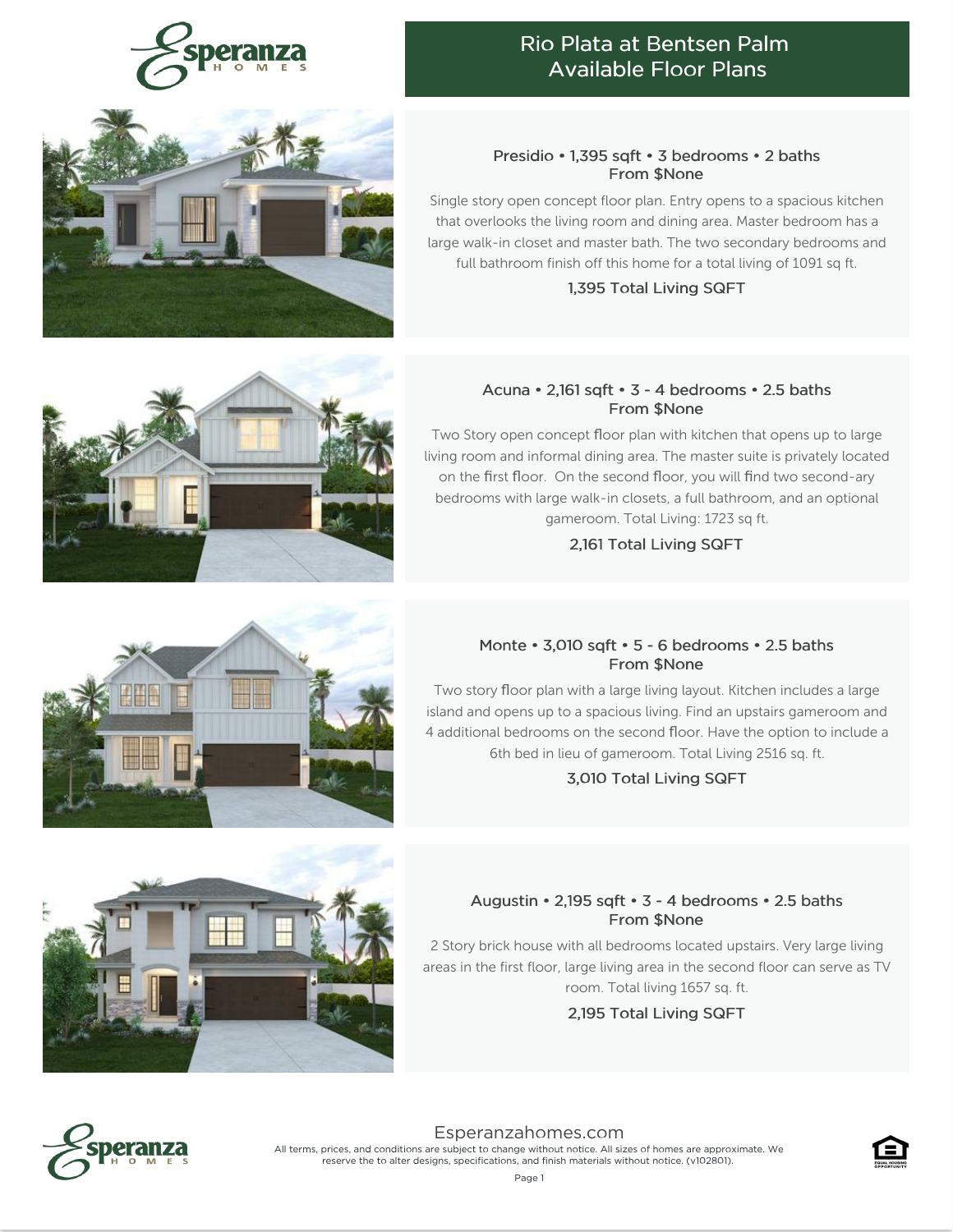# Rio Plata at Bentsen Palm Available Floor Plans

### Presidio • 1,395 sqft • 3 bedrooms • 2 baths
From $None

Single story open concept floor plan. Entry opens to a spacious kitchen that overlooks the living room and dining area. Master bedroom has a large walk-in closet and master bath. The two secondary bedrooms and full bathroom finish off this home for a total living of 1091 sq ft.

1,395 Total Living SQFT

### Acuna • 2,161 sqft • 3 - 4 bedrooms • 2.5 baths
From $None

Two Story open concept floor plan with kitchen that opens up to large living room and informal dining area. The master suite is privately located on the first floor. On the second floor, you will find two second-ary bedrooms with large walk-in closets, a full bathroom, and an optional gameroom. Total Living: 1723 sq ft.

2,161 Total Living SQFT

### Monte • 3,010 sqft • 5 - 6 bedrooms • 2.5 baths
From $None

Two story floor plan with a large living layout. Kitchen includes a large island and opens up to a spacious living. Find an upstairs gameroom and 4 additional bedrooms on the second floor. Have the option to include a 6th bed in lieu of gameroom. Total Living 2516 sq. ft.

3,010 Total Living SQFT

### Augustin • 2,195 sqft • 3 - 4 bedrooms • 2.5 baths
From $None

2 Story brick house with all bedrooms located upstairs. Very large living areas in the first floor, large living area in the second floor can serve as TV room. Total living 1657 sq. ft.

2,195 Total Living SQFT

Esperanzahomes.com

All terms, prices, and conditions are subject to change without notice. All sizes of homes are approximate. We reserve the to alter designs, specifications, and finish materials without notice. (v102801).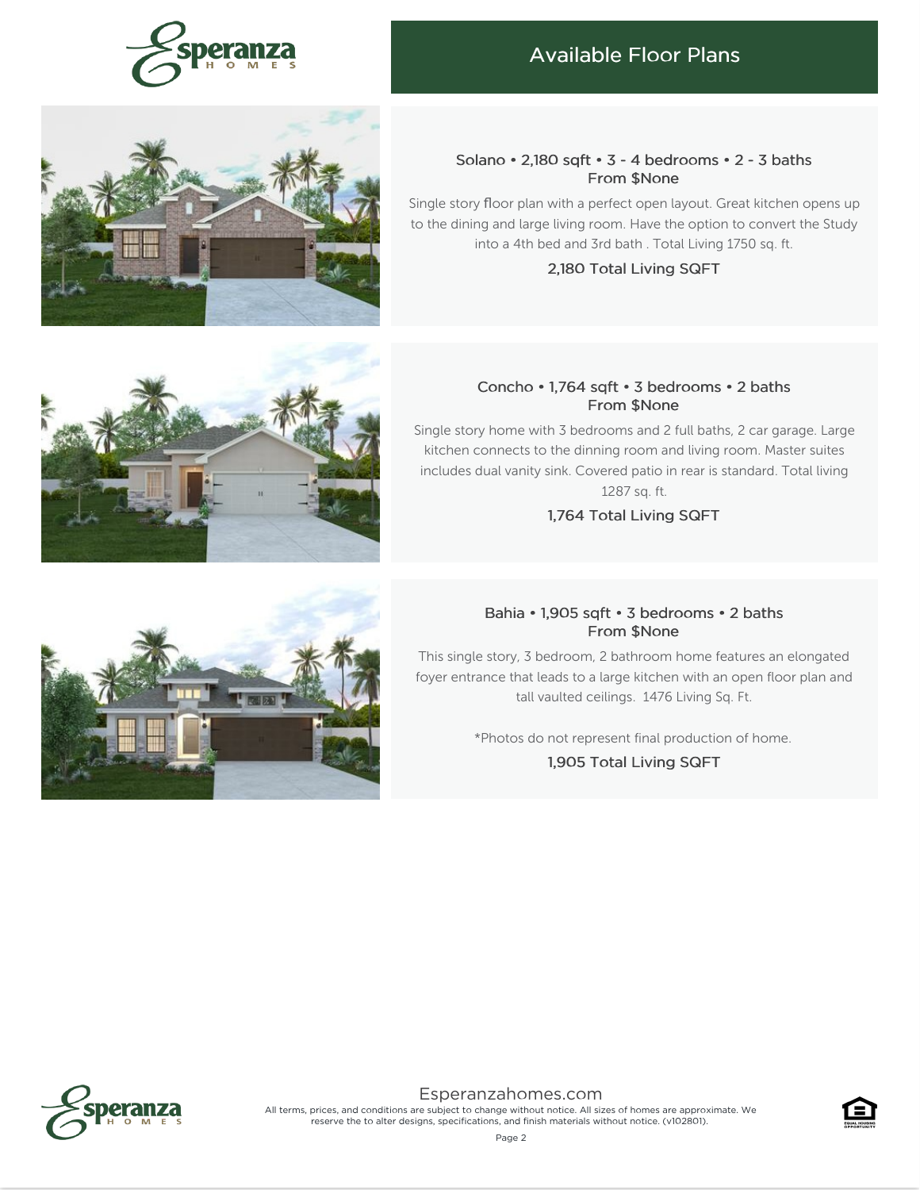## Available Floor Plans

Solano • 2,180 sqft • 3 - 4 bedrooms • 2 - 3 baths
From $None

Single story floor plan with a perfect open layout. Great kitchen opens up to the dining and large living room. Have the option to convert the Study into a 4th bed and 3rd bath . Total Living 1750 sq. ft.

2,180 Total Living SQFT

Concho • 1,764 sqft • 3 bedrooms • 2 baths
From $None

Single story home with 3 bedrooms and 2 full baths, 2 car garage. Large kitchen connects to the dinning room and living room. Master suites includes dual vanity sink. Covered patio in rear is standard. Total living 1287 sq. ft.

1,764 Total Living SQFT

Bahia • 1,905 sqft • 3 bedrooms • 2 baths
From $None

This single story, 3 bedroom, 2 bathroom home features an elongated foyer entrance that leads to a large kitchen with an open floor plan and tall vaulted ceilings. 1476 Living Sq. Ft.

*Photos do not represent final production of home.

1,905 Total Living SQFT

Esperanzahomes.com

All terms, prices, and conditions are subject to change without notice. All sizes of homes are approximate. We reserve the to alter designs, specifications, and finish materials without notice. (v102801).